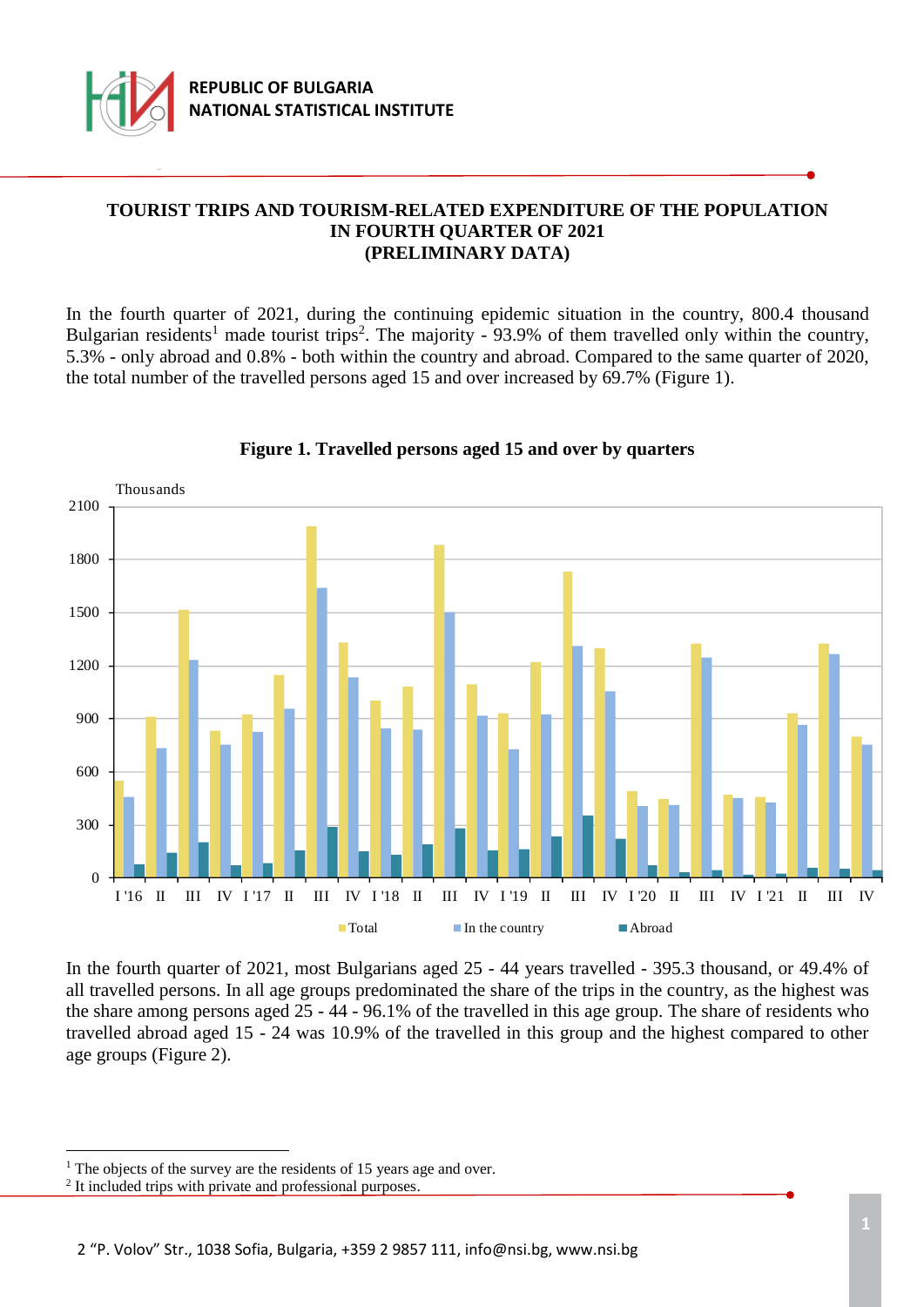REPUBLIC OF BULGARIA
NATIONAL STATISTICAL INSTITUTE

# TOURIST TRIPS AND TOURISM-RELATED EXPENDITURE OF THE POPULATION IN FOURTH QUARTER OF 2021 (PRELIMINARY DATA)

In the fourth quarter of 2021, during the continuing epidemic situation in the country, 800.4 thousand Bulgarian residents[1] made tourist trips[2]. The majority - 93.9% of them travelled only within the country, 5.3% - only abroad and 0.8% - both within the country and abroad. Compared to the same quarter of 2020, the total number of the travelled persons aged 15 and over increased by 69.7% (Figure 1).

**Figure 1. Travelled persons aged 15 and over by quarters**

In the fourth quarter of 2021, most Bulgarians aged 25 - 44 years travelled - 395.3 thousand, or 49.4% of all travelled persons. In all age groups predominated the share of the trips in the country, as the highest was the share among persons aged 25 - 44 - 96.1% of the travelled in this age group. The share of residents who travelled abroad aged 15 - 24 was 10.9% of the travelled in this group and the highest compared to other age groups (Figure 2).

---

[1] The objects of the survey are the residents of 15 years age and over.

[2] It included trips with private and professional purposes.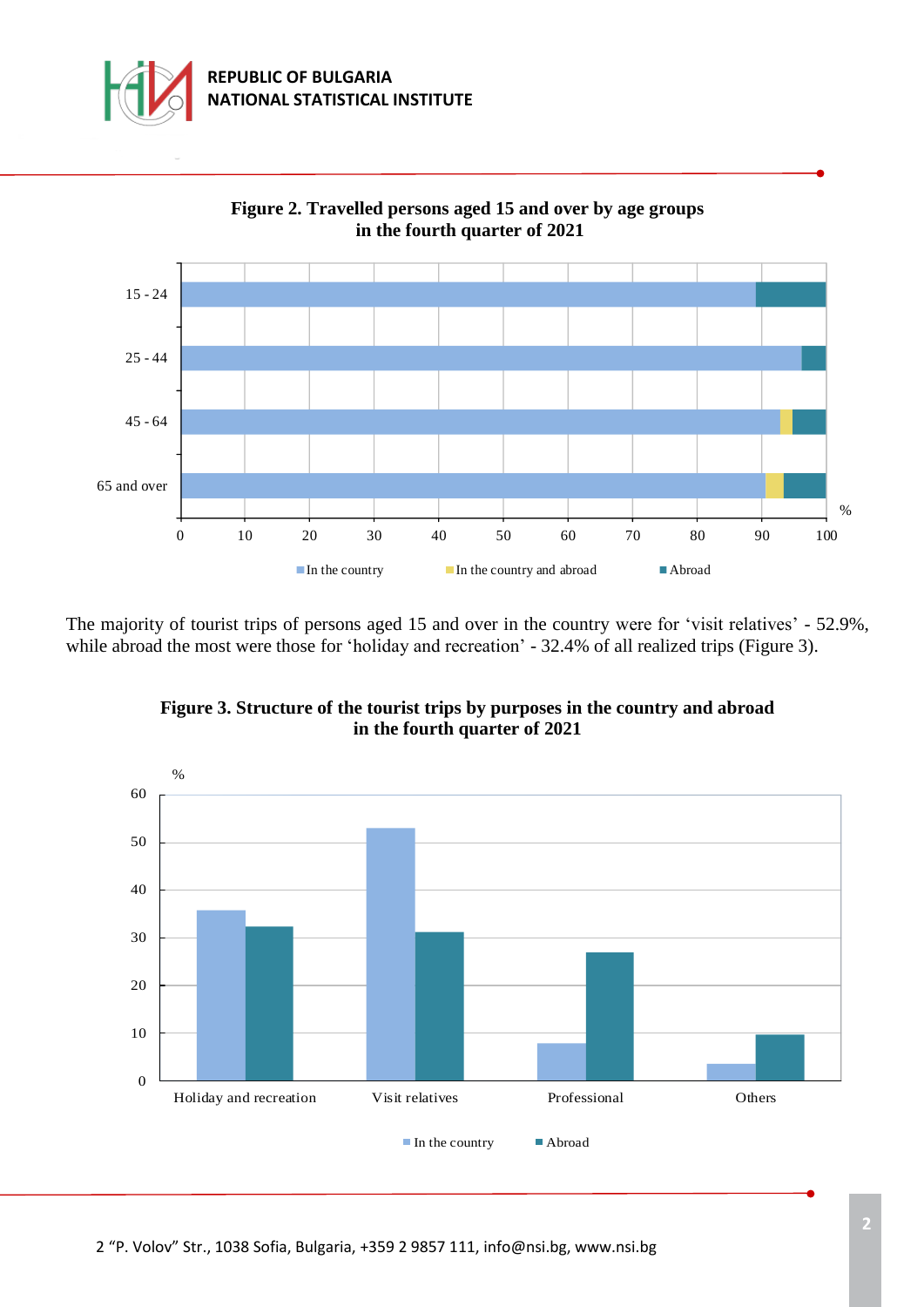**Figure 2. Travelled persons aged 15 and over by age groups in the fourth quarter of 2021**

The majority of tourist trips of persons aged 15 and over in the country were for 'visit relatives' - 52.9%, while abroad the most were those for 'holiday and recreation' - 32.4% of all realized trips (Figure 3).

**Figure 3. Structure of the tourist trips by purposes in the country and abroad in the fourth quarter of 2021**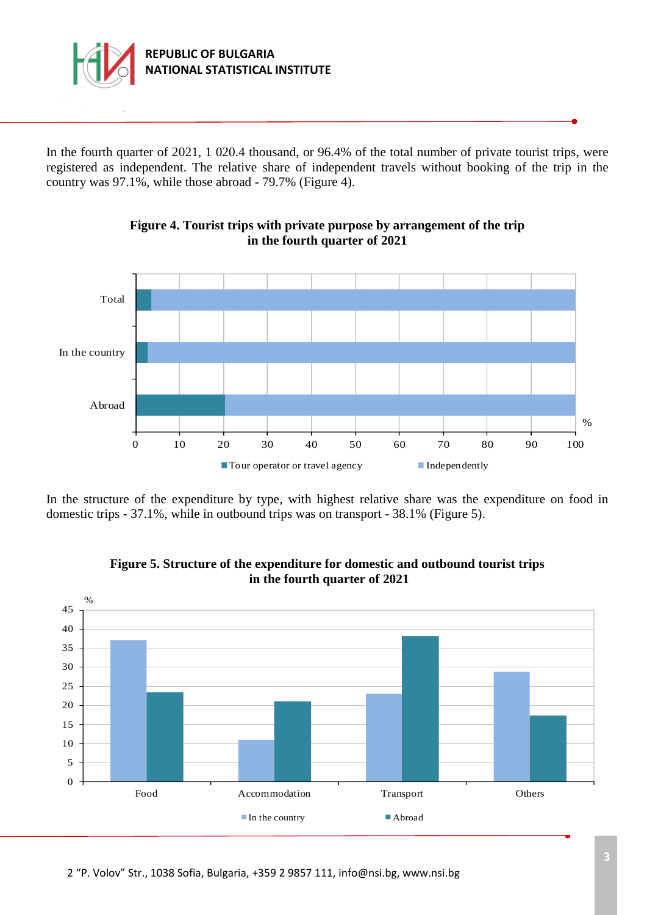In the fourth quarter of 2021, 1 020.4 thousand, or 96.4% of the total number of private tourist trips, were registered as independent. The relative share of independent travels without booking of the trip in the country was 97.1%, while those abroad - 79.7% (Figure 4).

**Figure 4. Tourist trips with private purpose by arrangement of the trip in the fourth quarter of 2021**

In the structure of the expenditure by type, with highest relative share was the expenditure on food in domestic trips - 37.1%, while in outbound trips was on transport - 38.1% (Figure 5).

**Figure 5. Structure of the expenditure for domestic and outbound tourist trips in the fourth quarter of 2021**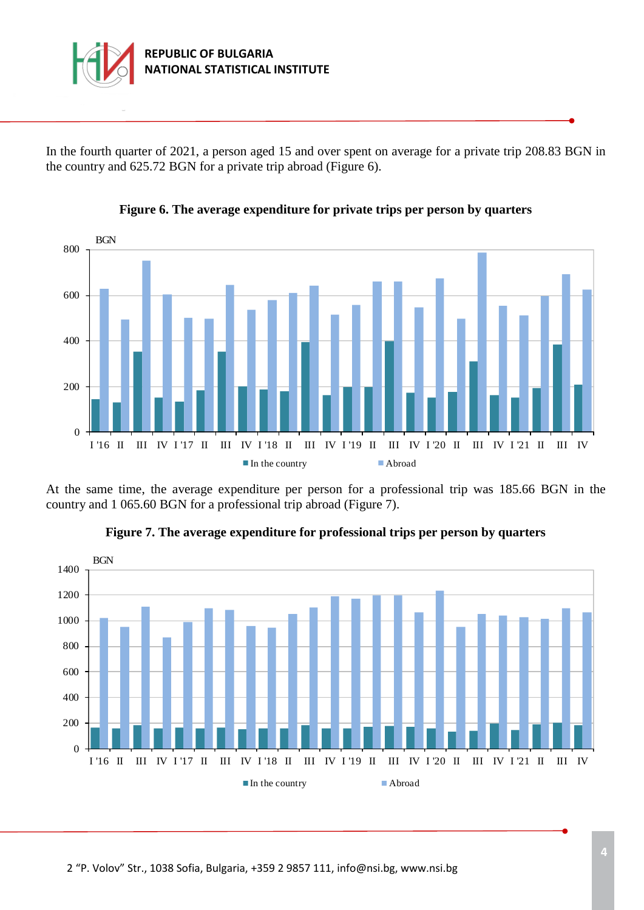In the fourth quarter of 2021, a person aged 15 and over spent on average for a private trip 208.83 BGN in the country and 625.72 BGN for a private trip abroad (Figure 6).

**Figure 6. The average expenditure for private trips per person by quarters**

At the same time, the average expenditure per person for a professional trip was 185.66 BGN in the country and 1 065.60 BGN for a professional trip abroad (Figure 7).

**Figure 7. The average expenditure for professional trips per person by quarters**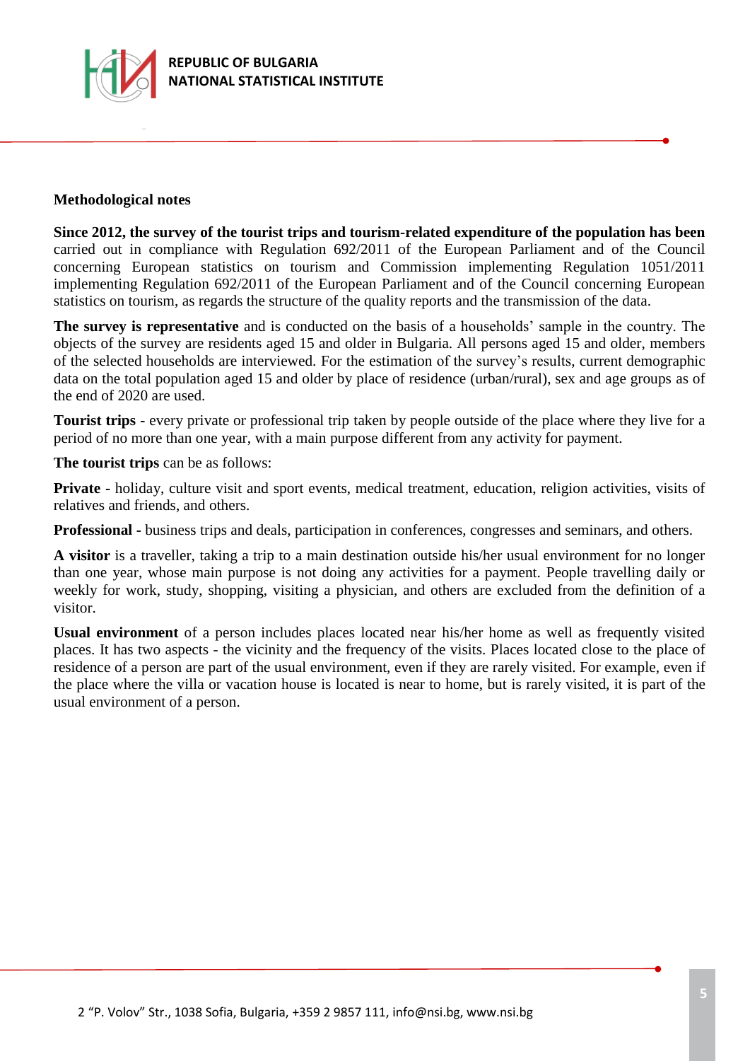**Methodological notes**

**Since 2012, the survey of the tourist trips and tourism-related expenditure of the population has been** carried out in compliance with Regulation 692/2011 of the European Parliament and of the Council concerning European statistics on tourism and Commission implementing Regulation 1051/2011 implementing Regulation 692/2011 of the European Parliament and of the Council concerning European statistics on tourism, as regards the structure of the quality reports and the transmission of the data.

**The survey is representative** and is conducted on the basis of a households' sample in the country. The objects of the survey are residents aged 15 and older in Bulgaria. All persons aged 15 and older, members of the selected households are interviewed. For the estimation of the survey's results, current demographic data on the total population aged 15 and older by place of residence (urban/rural), sex and age groups as of the end of 2020 are used.

**Tourist trips -** every private or professional trip taken by people outside of the place where they live for a period of no more than one year, with a main purpose different from any activity for payment.

**The tourist trips** can be as follows:

**Private -** holiday, culture visit and sport events, medical treatment, education, religion activities, visits of relatives and friends, and others.

**Professional -** business trips and deals, participation in conferences, congresses and seminars, and others.

**A visitor** is a traveller, taking a trip to a main destination outside his/her usual environment for no longer than one year, whose main purpose is not doing any activities for a payment. People travelling daily or weekly for work, study, shopping, visiting a physician, and others are excluded from the definition of a visitor.

**Usual environment** of a person includes places located near his/her home as well as frequently visited places. It has two aspects - the vicinity and the frequency of the visits. Places located close to the place of residence of a person are part of the usual environment, even if they are rarely visited. For example, even if the place where the villa or vacation house is located is near to home, but is rarely visited, it is part of the usual environment of a person.